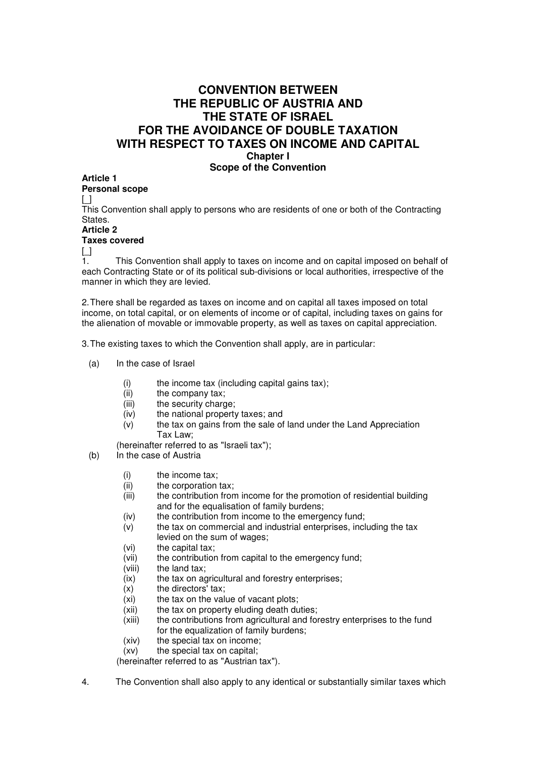# CONVENTION BETWEEN THE REPUBLIC OF AUSTRIA AND THE STATE OF ISRAEL FOR THE AVOIDANCE OF DOUBLE TAXATION WITH RESPECT TO TAXES ON INCOME AND CAPITAL

## Chapter I
## Scope of the Convention

**Article 1**
**Personal scope**

[_]

This Convention shall apply to persons who are residents of one or both of the Contracting States.

**Article 2**
**Taxes covered**

[_]

1. This Convention shall apply to taxes on income and on capital imposed on behalf of each Contracting State or of its political sub-divisions or local authorities, irrespective of the manner in which they are levied.

2. There shall be regarded as taxes on income and on capital all taxes imposed on total income, on total capital, or on elements of income or of capital, including taxes on gains for the alienation of movable or immovable property, as well as taxes on capital appreciation.

3. The existing taxes to which the Convention shall apply, are in particular:

(a) In the case of Israel

  (i) the income tax (including capital gains tax);
  (ii) the company tax;
  (iii) the security charge;
  (iv) the national property taxes; and
  (v) the tax on gains from the sale of land under the Land Appreciation Tax Law;

(hereinafter referred to as "Israeli tax");

(b) In the case of Austria

  (i) the income tax;
  (ii) the corporation tax;
  (iii) the contribution from income for the promotion of residential building and for the equalisation of family burdens;
  (iv) the contribution from income to the emergency fund;
  (v) the tax on commercial and industrial enterprises, including the tax levied on the sum of wages;
  (vi) the capital tax;
  (vii) the contribution from capital to the emergency fund;
  (viii) the land tax;
  (ix) the tax on agricultural and forestry enterprises;
  (x) the directors' tax;
  (xi) the tax on the value of vacant plots;
  (xii) the tax on property eluding death duties;
  (xiii) the contributions from agricultural and forestry enterprises to the fund for the equalization of family burdens;
  (xiv) the special tax on income;
  (xv) the special tax on capital;

(hereinafter referred to as "Austrian tax").

4. The Convention shall also apply to any identical or substantially similar taxes which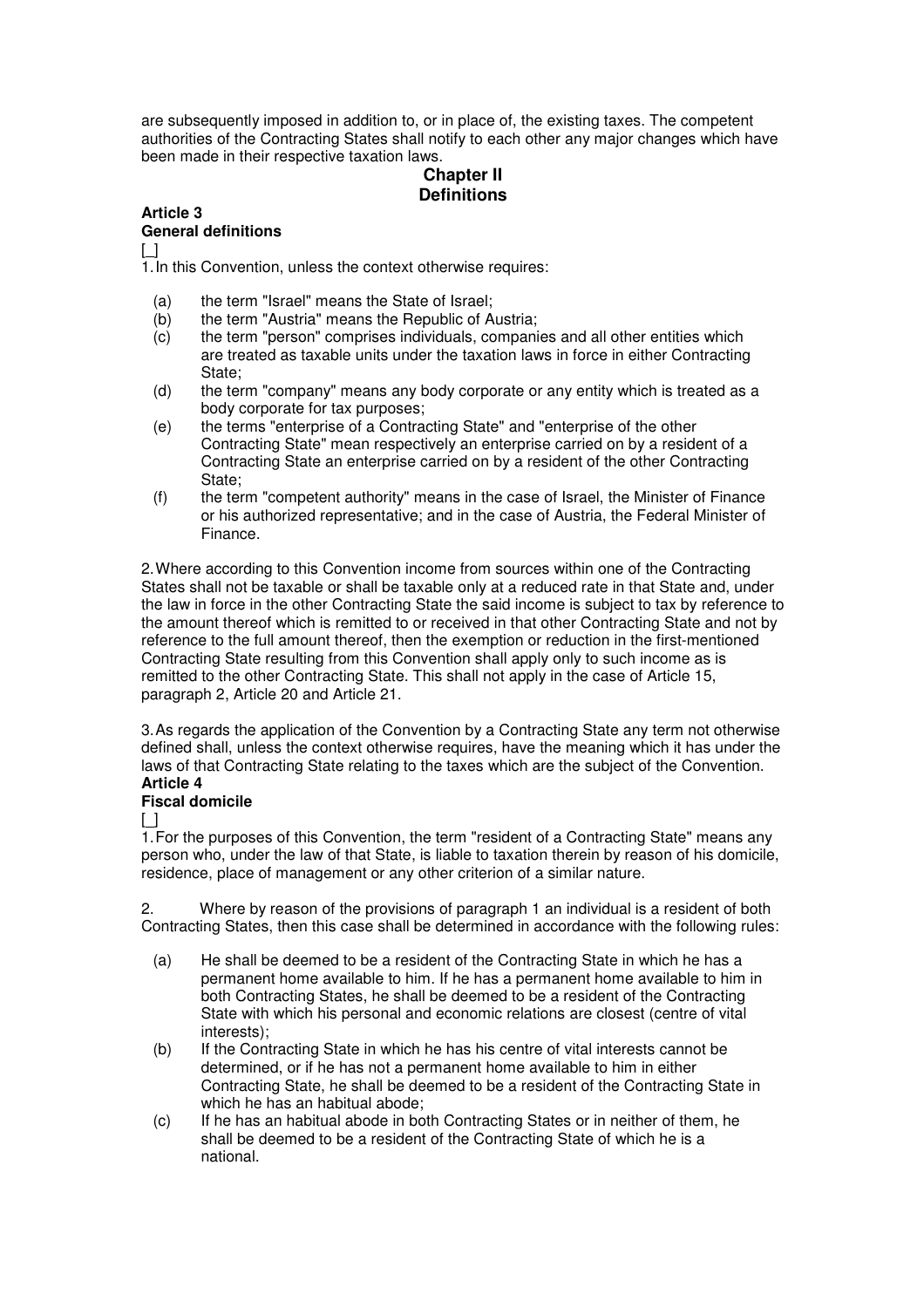are subsequently imposed in addition to, or in place of, the existing taxes. The competent authorities of the Contracting States shall notify to each other any major changes which have been made in their respective taxation laws.

## Chapter II
## Definitions

### Article 3
### General definitions

[_]

1. In this Convention, unless the context otherwise requires:

   (a) the term "Israel" means the State of Israel;
   (b) the term "Austria" means the Republic of Austria;
   (c) the term "person" comprises individuals, companies and all other entities which are treated as taxable units under the taxation laws in force in either Contracting State;
   (d) the term "company" means any body corporate or any entity which is treated as a body corporate for tax purposes;
   (e) the terms "enterprise of a Contracting State" and "enterprise of the other Contracting State" mean respectively an enterprise carried on by a resident of a Contracting State an enterprise carried on by a resident of the other Contracting State;
   (f) the term "competent authority" means in the case of Israel, the Minister of Finance or his authorized representative; and in the case of Austria, the Federal Minister of Finance.

2. Where according to this Convention income from sources within one of the Contracting States shall not be taxable or shall be taxable only at a reduced rate in that State and, under the law in force in the other Contracting State the said income is subject to tax by reference to the amount thereof which is remitted to or received in that other Contracting State and not by reference to the full amount thereof, then the exemption or reduction in the first-mentioned Contracting State resulting from this Convention shall apply only to such income as is remitted to the other Contracting State. This shall not apply in the case of Article 15, paragraph 2, Article 20 and Article 21.

3. As regards the application of the Convention by a Contracting State any term not otherwise defined shall, unless the context otherwise requires, have the meaning which it has under the laws of that Contracting State relating to the taxes which are the subject of the Convention.

### Article 4
### Fiscal domicile

[_]

1. For the purposes of this Convention, the term "resident of a Contracting State" means any person who, under the law of that State, is liable to taxation therein by reason of his domicile, residence, place of management or any other criterion of a similar nature.

2. Where by reason of the provisions of paragraph 1 an individual is a resident of both Contracting States, then this case shall be determined in accordance with the following rules:

   (a) He shall be deemed to be a resident of the Contracting State in which he has a permanent home available to him. If he has a permanent home available to him in both Contracting States, he shall be deemed to be a resident of the Contracting State with which his personal and economic relations are closest (centre of vital interests);
   (b) If the Contracting State in which he has his centre of vital interests cannot be determined, or if he has not a permanent home available to him in either Contracting State, he shall be deemed to be a resident of the Contracting State in which he has an habitual abode;
   (c) If he has an habitual abode in both Contracting States or in neither of them, he shall be deemed to be a resident of the Contracting State of which he is a national.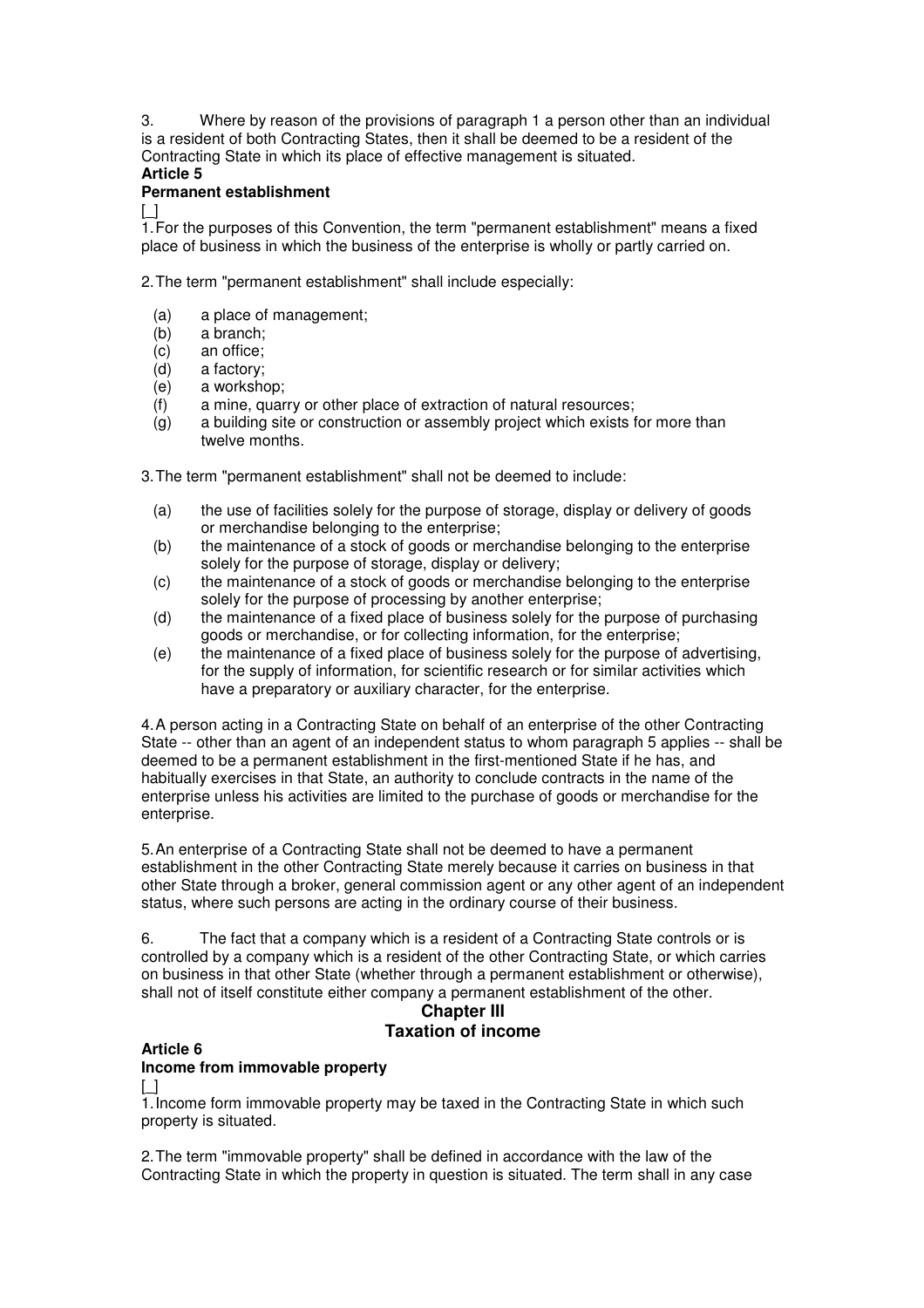3. Where by reason of the provisions of paragraph 1 a person other than an individual is a resident of both Contracting States, then it shall be deemed to be a resident of the Contracting State in which its place of effective management is situated.

**Article 5**

**Permanent establishment**

[_]

1. For the purposes of this Convention, the term "permanent establishment" means a fixed place of business in which the business of the enterprise is wholly or partly carried on.

2. The term "permanent establishment" shall include especially:

   (a) a place of management;
   (b) a branch;
   (c) an office;
   (d) a factory;
   (e) a workshop;
   (f) a mine, quarry or other place of extraction of natural resources;
   (g) a building site or construction or assembly project which exists for more than twelve months.

3. The term "permanent establishment" shall not be deemed to include:

   (a) the use of facilities solely for the purpose of storage, display or delivery of goods or merchandise belonging to the enterprise;
   (b) the maintenance of a stock of goods or merchandise belonging to the enterprise solely for the purpose of storage, display or delivery;
   (c) the maintenance of a stock of goods or merchandise belonging to the enterprise solely for the purpose of processing by another enterprise;
   (d) the maintenance of a fixed place of business solely for the purpose of purchasing goods or merchandise, or for collecting information, for the enterprise;
   (e) the maintenance of a fixed place of business solely for the purpose of advertising, for the supply of information, for scientific research or for similar activities which have a preparatory or auxiliary character, for the enterprise.

4. A person acting in a Contracting State on behalf of an enterprise of the other Contracting State -- other than an agent of an independent status to whom paragraph 5 applies -- shall be deemed to be a permanent establishment in the first-mentioned State if he has, and habitually exercises in that State, an authority to conclude contracts in the name of the enterprise unless his activities are limited to the purchase of goods or merchandise for the enterprise.

5. An enterprise of a Contracting State shall not be deemed to have a permanent establishment in the other Contracting State merely because it carries on business in that other State through a broker, general commission agent or any other agent of an independent status, where such persons are acting in the ordinary course of their business.

6. The fact that a company which is a resident of a Contracting State controls or is controlled by a company which is a resident of the other Contracting State, or which carries on business in that other State (whether through a permanent establishment or otherwise), shall not of itself constitute either company a permanent establishment of the other.

## Chapter III

## Taxation of income

**Article 6**

**Income from immovable property**

[_]

1. Income form immovable property may be taxed in the Contracting State in which such property is situated.

2. The term "immovable property" shall be defined in accordance with the law of the Contracting State in which the property in question is situated. The term shall in any case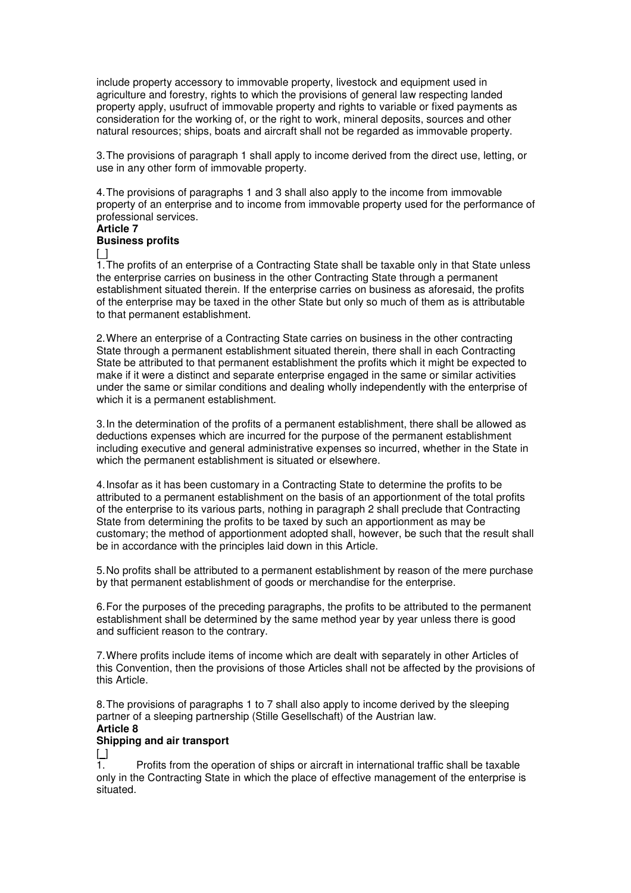include property accessory to immovable property, livestock and equipment used in agriculture and forestry, rights to which the provisions of general law respecting landed property apply, usufruct of immovable property and rights to variable or fixed payments as consideration for the working of, or the right to work, mineral deposits, sources and other natural resources; ships, boats and aircraft shall not be regarded as immovable property.

3. The provisions of paragraph 1 shall apply to income derived from the direct use, letting, or use in any other form of immovable property.

4. The provisions of paragraphs 1 and 3 shall also apply to the income from immovable property of an enterprise and to income from immovable property used for the performance of professional services.

**Article 7**

**Business profits**

[_]

1. The profits of an enterprise of a Contracting State shall be taxable only in that State unless the enterprise carries on business in the other Contracting State through a permanent establishment situated therein. If the enterprise carries on business as aforesaid, the profits of the enterprise may be taxed in the other State but only so much of them as is attributable to that permanent establishment.

2. Where an enterprise of a Contracting State carries on business in the other contracting State through a permanent establishment situated therein, there shall in each Contracting State be attributed to that permanent establishment the profits which it might be expected to make if it were a distinct and separate enterprise engaged in the same or similar activities under the same or similar conditions and dealing wholly independently with the enterprise of which it is a permanent establishment.

3. In the determination of the profits of a permanent establishment, there shall be allowed as deductions expenses which are incurred for the purpose of the permanent establishment including executive and general administrative expenses so incurred, whether in the State in which the permanent establishment is situated or elsewhere.

4. Insofar as it has been customary in a Contracting State to determine the profits to be attributed to a permanent establishment on the basis of an apportionment of the total profits of the enterprise to its various parts, nothing in paragraph 2 shall preclude that Contracting State from determining the profits to be taxed by such an apportionment as may be customary; the method of apportionment adopted shall, however, be such that the result shall be in accordance with the principles laid down in this Article.

5. No profits shall be attributed to a permanent establishment by reason of the mere purchase by that permanent establishment of goods or merchandise for the enterprise.

6. For the purposes of the preceding paragraphs, the profits to be attributed to the permanent establishment shall be determined by the same method year by year unless there is good and sufficient reason to the contrary.

7. Where profits include items of income which are dealt with separately in other Articles of this Convention, then the provisions of those Articles shall not be affected by the provisions of this Article.

8. The provisions of paragraphs 1 to 7 shall also apply to income derived by the sleeping partner of a sleeping partnership (Stille Gesellschaft) of the Austrian law.

**Article 8**

**Shipping and air transport**

[_]

1. Profits from the operation of ships or aircraft in international traffic shall be taxable only in the Contracting State in which the place of effective management of the enterprise is situated.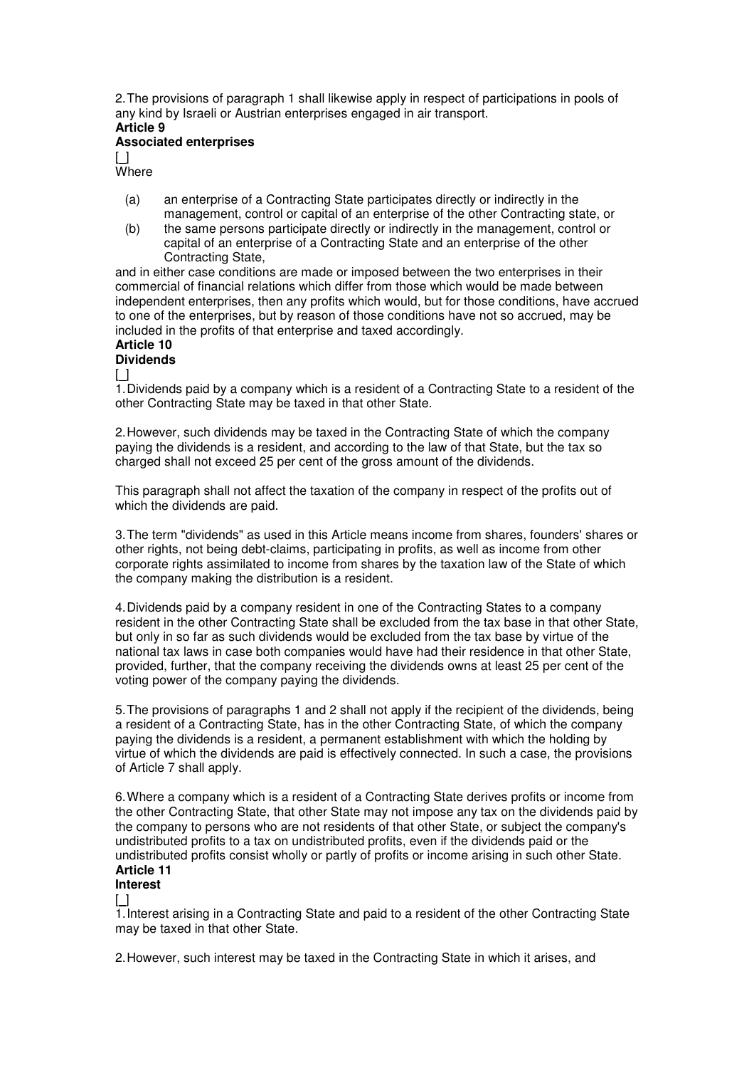2. The provisions of paragraph 1 shall likewise apply in respect of participations in pools of any kind by Israeli or Austrian enterprises engaged in air transport.

**Article 9**

**Associated enterprises**

[_]

Where

(a) an enterprise of a Contracting State participates directly or indirectly in the management, control or capital of an enterprise of the other Contracting state, or

(b) the same persons participate directly or indirectly in the management, control or capital of an enterprise of a Contracting State and an enterprise of the other Contracting State,

and in either case conditions are made or imposed between the two enterprises in their commercial of financial relations which differ from those which would be made between independent enterprises, then any profits which would, but for those conditions, have accrued to one of the enterprises, but by reason of those conditions have not so accrued, may be included in the profits of that enterprise and taxed accordingly.

**Article 10**

**Dividends**

[_]

1. Dividends paid by a company which is a resident of a Contracting State to a resident of the other Contracting State may be taxed in that other State.

2. However, such dividends may be taxed in the Contracting State of which the company paying the dividends is a resident, and according to the law of that State, but the tax so charged shall not exceed 25 per cent of the gross amount of the dividends.

This paragraph shall not affect the taxation of the company in respect of the profits out of which the dividends are paid.

3. The term "dividends" as used in this Article means income from shares, founders' shares or other rights, not being debt-claims, participating in profits, as well as income from other corporate rights assimilated to income from shares by the taxation law of the State of which the company making the distribution is a resident.

4. Dividends paid by a company resident in one of the Contracting States to a company resident in the other Contracting State shall be excluded from the tax base in that other State, but only in so far as such dividends would be excluded from the tax base by virtue of the national tax laws in case both companies would have had their residence in that other State, provided, further, that the company receiving the dividends owns at least 25 per cent of the voting power of the company paying the dividends.

5. The provisions of paragraphs 1 and 2 shall not apply if the recipient of the dividends, being a resident of a Contracting State, has in the other Contracting State, of which the company paying the dividends is a resident, a permanent establishment with which the holding by virtue of which the dividends are paid is effectively connected. In such a case, the provisions of Article 7 shall apply.

6. Where a company which is a resident of a Contracting State derives profits or income from the other Contracting State, that other State may not impose any tax on the dividends paid by the company to persons who are not residents of that other State, or subject the company's undistributed profits to a tax on undistributed profits, even if the dividends paid or the undistributed profits consist wholly or partly of profits or income arising in such other State.

**Article 11**

**Interest**

[_]

1. Interest arising in a Contracting State and paid to a resident of the other Contracting State may be taxed in that other State.

2. However, such interest may be taxed in the Contracting State in which it arises, and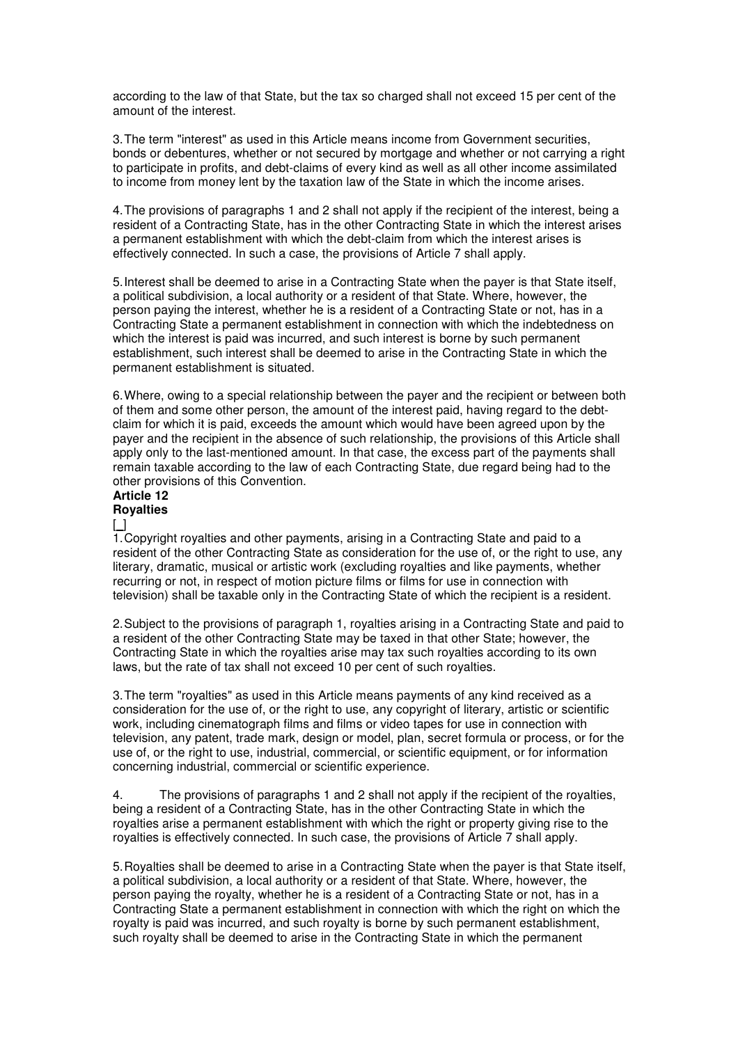according to the law of that State, but the tax so charged shall not exceed 15 per cent of the amount of the interest.

3. The term "interest" as used in this Article means income from Government securities, bonds or debentures, whether or not secured by mortgage and whether or not carrying a right to participate in profits, and debt-claims of every kind as well as all other income assimilated to income from money lent by the taxation law of the State in which the income arises.

4. The provisions of paragraphs 1 and 2 shall not apply if the recipient of the interest, being a resident of a Contracting State, has in the other Contracting State in which the interest arises a permanent establishment with which the debt-claim from which the interest arises is effectively connected. In such a case, the provisions of Article 7 shall apply.

5. Interest shall be deemed to arise in a Contracting State when the payer is that State itself, a political subdivision, a local authority or a resident of that State. Where, however, the person paying the interest, whether he is a resident of a Contracting State or not, has in a Contracting State a permanent establishment in connection with which the indebtedness on which the interest is paid was incurred, and such interest is borne by such permanent establishment, such interest shall be deemed to arise in the Contracting State in which the permanent establishment is situated.

6. Where, owing to a special relationship between the payer and the recipient or between both of them and some other person, the amount of the interest paid, having regard to the debt-claim for which it is paid, exceeds the amount which would have been agreed upon by the payer and the recipient in the absence of such relationship, the provisions of this Article shall apply only to the last-mentioned amount. In that case, the excess part of the payments shall remain taxable according to the law of each Contracting State, due regard being had to the other provisions of this Convention.

**Article 12**

**Royalties**

[ ]

1. Copyright royalties and other payments, arising in a Contracting State and paid to a resident of the other Contracting State as consideration for the use of, or the right to use, any literary, dramatic, musical or artistic work (excluding royalties and like payments, whether recurring or not, in respect of motion picture films or films for use in connection with television) shall be taxable only in the Contracting State of which the recipient is a resident.

2. Subject to the provisions of paragraph 1, royalties arising in a Contracting State and paid to a resident of the other Contracting State may be taxed in that other State; however, the Contracting State in which the royalties arise may tax such royalties according to its own laws, but the rate of tax shall not exceed 10 per cent of such royalties.

3. The term "royalties" as used in this Article means payments of any kind received as a consideration for the use of, or the right to use, any copyright of literary, artistic or scientific work, including cinematograph films and films or video tapes for use in connection with television, any patent, trade mark, design or model, plan, secret formula or process, or for the use of, or the right to use, industrial, commercial, or scientific equipment, or for information concerning industrial, commercial or scientific experience.

4. The provisions of paragraphs 1 and 2 shall not apply if the recipient of the royalties, being a resident of a Contracting State, has in the other Contracting State in which the royalties arise a permanent establishment with which the right or property giving rise to the royalties is effectively connected. In such case, the provisions of Article 7 shall apply.

5. Royalties shall be deemed to arise in a Contracting State when the payer is that State itself, a political subdivision, a local authority or a resident of that State. Where, however, the person paying the royalty, whether he is a resident of a Contracting State or not, has in a Contracting State a permanent establishment in connection with which the right on which the royalty is paid was incurred, and such royalty is borne by such permanent establishment, such royalty shall be deemed to arise in the Contracting State in which the permanent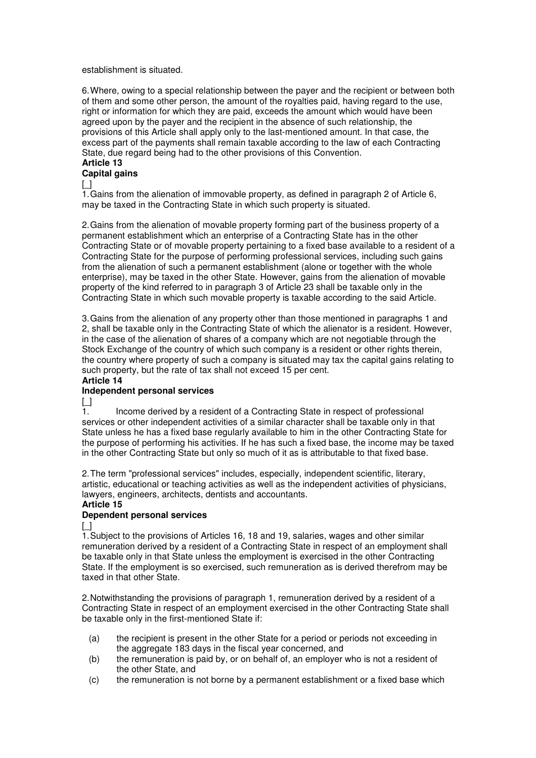establishment is situated.

6. Where, owing to a special relationship between the payer and the recipient or between both of them and some other person, the amount of the royalties paid, having regard to the use, right or information for which they are paid, exceeds the amount which would have been agreed upon by the payer and the recipient in the absence of such relationship, the provisions of this Article shall apply only to the last-mentioned amount. In that case, the excess part of the payments shall remain taxable according to the law of each Contracting State, due regard being had to the other provisions of this Convention.

**Article 13**

**Capital gains**

[_]

1. Gains from the alienation of immovable property, as defined in paragraph 2 of Article 6, may be taxed in the Contracting State in which such property is situated.

2. Gains from the alienation of movable property forming part of the business property of a permanent establishment which an enterprise of a Contracting State has in the other Contracting State or of movable property pertaining to a fixed base available to a resident of a Contracting State for the purpose of performing professional services, including such gains from the alienation of such a permanent establishment (alone or together with the whole enterprise), may be taxed in the other State. However, gains from the alienation of movable property of the kind referred to in paragraph 3 of Article 23 shall be taxable only in the Contracting State in which such movable property is taxable according to the said Article.

3. Gains from the alienation of any property other than those mentioned in paragraphs 1 and 2, shall be taxable only in the Contracting State of which the alienator is a resident. However, in the case of the alienation of shares of a company which are not negotiable through the Stock Exchange of the country of which such company is a resident or other rights therein, the country where property of such a company is situated may tax the capital gains relating to such property, but the rate of tax shall not exceed 15 per cent.

**Article 14**

**Independent personal services**

[_]

1. Income derived by a resident of a Contracting State in respect of professional services or other independent activities of a similar character shall be taxable only in that State unless he has a fixed base regularly available to him in the other Contracting State for the purpose of performing his activities. If he has such a fixed base, the income may be taxed in the other Contracting State but only so much of it as is attributable to that fixed base.

2. The term "professional services" includes, especially, independent scientific, literary, artistic, educational or teaching activities as well as the independent activities of physicians, lawyers, engineers, architects, dentists and accountants.

**Article 15**

**Dependent personal services**

[_]

1. Subject to the provisions of Articles 16, 18 and 19, salaries, wages and other similar remuneration derived by a resident of a Contracting State in respect of an employment shall be taxable only in that State unless the employment is exercised in the other Contracting State. If the employment is so exercised, such remuneration as is derived therefrom may be taxed in that other State.

2. Notwithstanding the provisions of paragraph 1, remuneration derived by a resident of a Contracting State in respect of an employment exercised in the other Contracting State shall be taxable only in the first-mentioned State if:

(a) the recipient is present in the other State for a period or periods not exceeding in the aggregate 183 days in the fiscal year concerned, and

(b) the remuneration is paid by, or on behalf of, an employer who is not a resident of the other State, and

(c) the remuneration is not borne by a permanent establishment or a fixed base which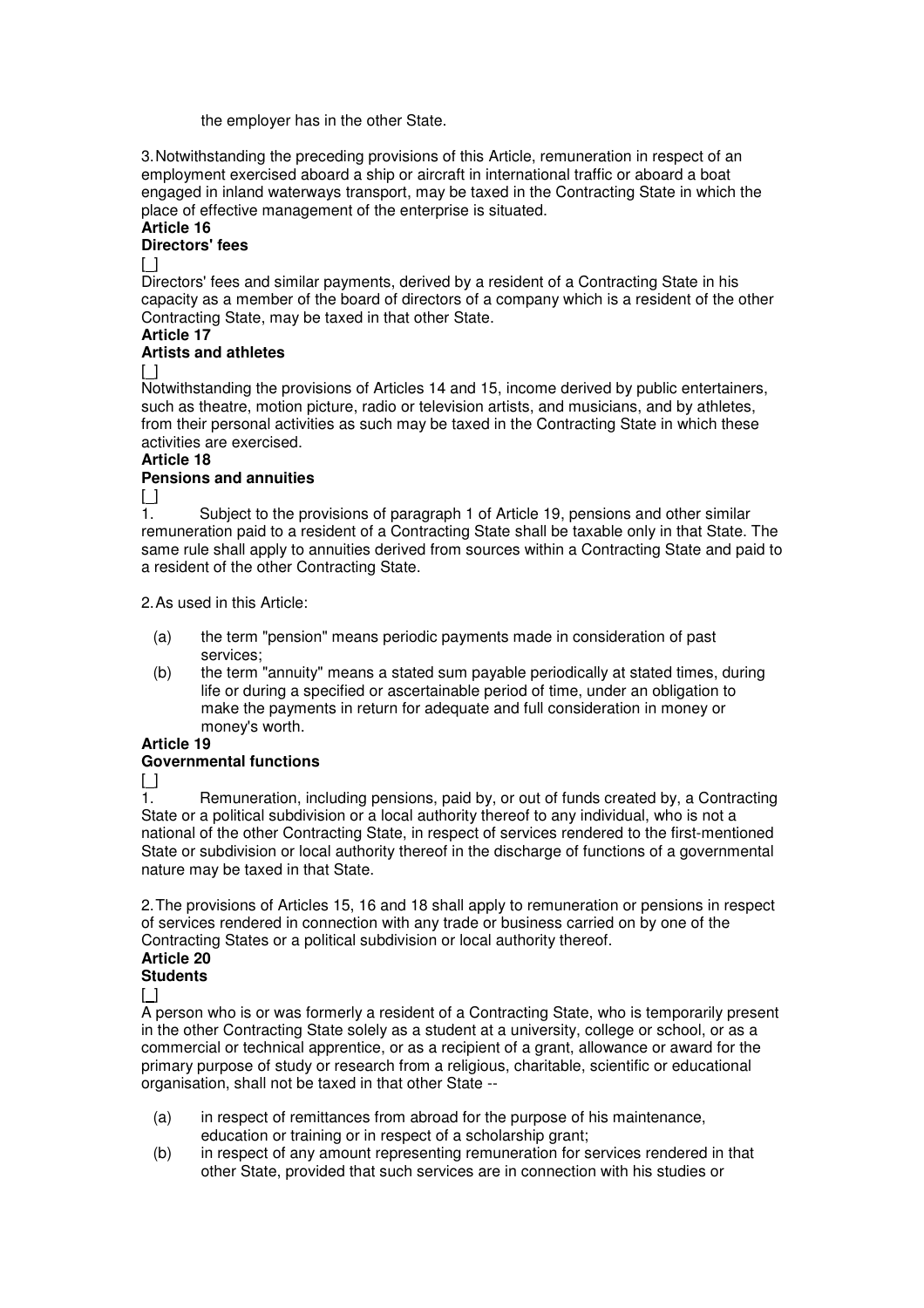the employer has in the other State.

3. Notwithstanding the preceding provisions of this Article, remuneration in respect of an employment exercised aboard a ship or aircraft in international traffic or aboard a boat engaged in inland waterways transport, may be taxed in the Contracting State in which the place of effective management of the enterprise is situated.

**Article 16**

**Directors' fees**

[_]

Directors' fees and similar payments, derived by a resident of a Contracting State in his capacity as a member of the board of directors of a company which is a resident of the other Contracting State, may be taxed in that other State.

**Article 17**

**Artists and athletes**

[_]

Notwithstanding the provisions of Articles 14 and 15, income derived by public entertainers, such as theatre, motion picture, radio or television artists, and musicians, and by athletes, from their personal activities as such may be taxed in the Contracting State in which these activities are exercised.

**Article 18**

**Pensions and annuities**

[_]

1. Subject to the provisions of paragraph 1 of Article 19, pensions and other similar remuneration paid to a resident of a Contracting State shall be taxable only in that State. The same rule shall apply to annuities derived from sources within a Contracting State and paid to a resident of the other Contracting State.

2. As used in this Article:

(a) the term "pension" means periodic payments made in consideration of past services;

(b) the term "annuity" means a stated sum payable periodically at stated times, during life or during a specified or ascertainable period of time, under an obligation to make the payments in return for adequate and full consideration in money or money's worth.

**Article 19**

**Governmental functions**

[_]

1. Remuneration, including pensions, paid by, or out of funds created by, a Contracting State or a political subdivision or a local authority thereof to any individual, who is not a national of the other Contracting State, in respect of services rendered to the first-mentioned State or subdivision or local authority thereof in the discharge of functions of a governmental nature may be taxed in that State.

2. The provisions of Articles 15, 16 and 18 shall apply to remuneration or pensions in respect of services rendered in connection with any trade or business carried on by one of the Contracting States or a political subdivision or local authority thereof.

**Article 20**

**Students**

[_]

A person who is or was formerly a resident of a Contracting State, who is temporarily present in the other Contracting State solely as a student at a university, college or school, or as a commercial or technical apprentice, or as a recipient of a grant, allowance or award for the primary purpose of study or research from a religious, charitable, scientific or educational organisation, shall not be taxed in that other State --

(a) in respect of remittances from abroad for the purpose of his maintenance, education or training or in respect of a scholarship grant;

(b) in respect of any amount representing remuneration for services rendered in that other State, provided that such services are in connection with his studies or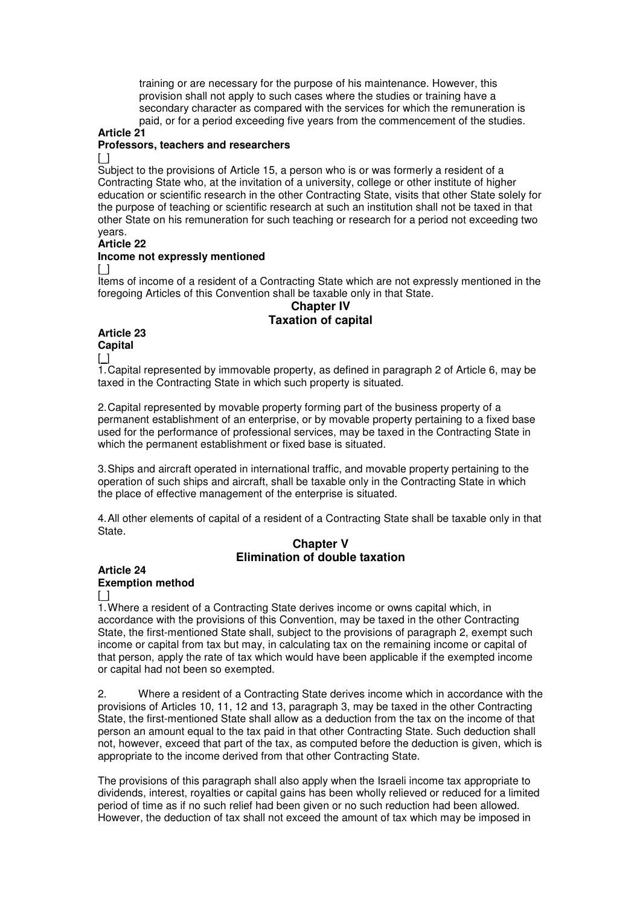training or are necessary for the purpose of his maintenance. However, this provision shall not apply to such cases where the studies or training have a secondary character as compared with the services for which the remuneration is paid, or for a period exceeding five years from the commencement of the studies.

**Article 21**

**Professors, teachers and researchers**

[_]

Subject to the provisions of Article 15, a person who is or was formerly a resident of a Contracting State who, at the invitation of a university, college or other institute of higher education or scientific research in the other Contracting State, visits that other State solely for the purpose of teaching or scientific research at such an institution shall not be taxed in that other State on his remuneration for such teaching or research for a period not exceeding two years.

**Article 22**

**Income not expressly mentioned**

[_]

Items of income of a resident of a Contracting State which are not expressly mentioned in the foregoing Articles of this Convention shall be taxable only in that State.

## Chapter IV
## Taxation of capital

**Article 23**

**Capital**

[_]

1. Capital represented by immovable property, as defined in paragraph 2 of Article 6, may be taxed in the Contracting State in which such property is situated.

2. Capital represented by movable property forming part of the business property of a permanent establishment of an enterprise, or by movable property pertaining to a fixed base used for the performance of professional services, may be taxed in the Contracting State in which the permanent establishment or fixed base is situated.

3. Ships and aircraft operated in international traffic, and movable property pertaining to the operation of such ships and aircraft, shall be taxable only in the Contracting State in which the place of effective management of the enterprise is situated.

4. All other elements of capital of a resident of a Contracting State shall be taxable only in that State.

## Chapter V
## Elimination of double taxation

**Article 24**

**Exemption method**

[_]

1. Where a resident of a Contracting State derives income or owns capital which, in accordance with the provisions of this Convention, may be taxed in the other Contracting State, the first-mentioned State shall, subject to the provisions of paragraph 2, exempt such income or capital from tax but may, in calculating tax on the remaining income or capital of that person, apply the rate of tax which would have been applicable if the exempted income or capital had not been so exempted.

2. Where a resident of a Contracting State derives income which in accordance with the provisions of Articles 10, 11, 12 and 13, paragraph 3, may be taxed in the other Contracting State, the first-mentioned State shall allow as a deduction from the tax on the income of that person an amount equal to the tax paid in that other Contracting State. Such deduction shall not, however, exceed that part of the tax, as computed before the deduction is given, which is appropriate to the income derived from that other Contracting State.

The provisions of this paragraph shall also apply when the Israeli income tax appropriate to dividends, interest, royalties or capital gains has been wholly relieved or reduced for a limited period of time as if no such relief had been given or no such reduction had been allowed. However, the deduction of tax shall not exceed the amount of tax which may be imposed in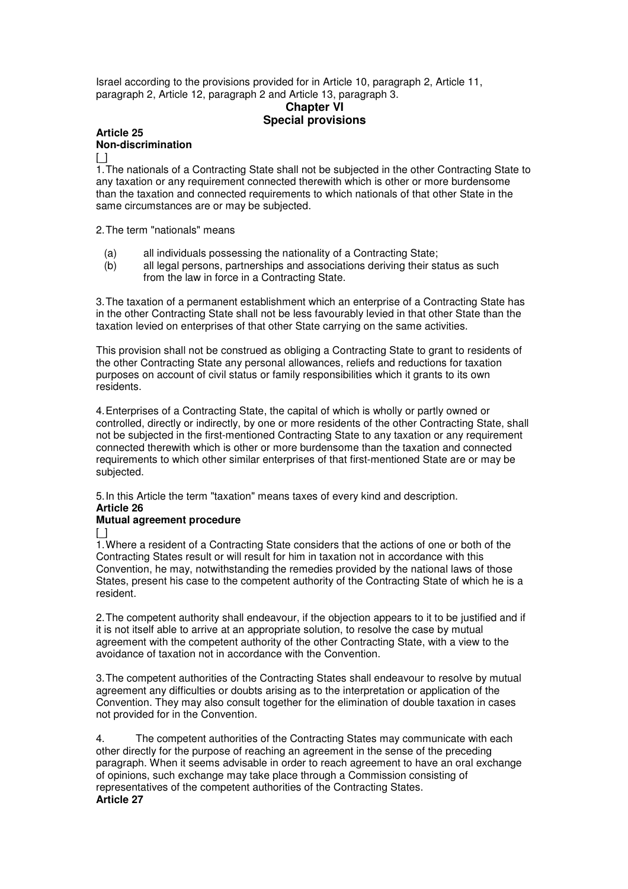Israel according to the provisions provided for in Article 10, paragraph 2, Article 11, paragraph 2, Article 12, paragraph 2 and Article 13, paragraph 3.

## Chapter VI
## Special provisions

### Article 25
### Non-discrimination

[ ]

1. The nationals of a Contracting State shall not be subjected in the other Contracting State to any taxation or any requirement connected therewith which is other or more burdensome than the taxation and connected requirements to which nationals of that other State in the same circumstances are or may be subjected.

2. The term "nationals" means

(a) all individuals possessing the nationality of a Contracting State;

(b) all legal persons, partnerships and associations deriving their status as such from the law in force in a Contracting State.

3. The taxation of a permanent establishment which an enterprise of a Contracting State has in the other Contracting State shall not be less favourably levied in that other State than the taxation levied on enterprises of that other State carrying on the same activities.

This provision shall not be construed as obliging a Contracting State to grant to residents of the other Contracting State any personal allowances, reliefs and reductions for taxation purposes on account of civil status or family responsibilities which it grants to its own residents.

4. Enterprises of a Contracting State, the capital of which is wholly or partly owned or controlled, directly or indirectly, by one or more residents of the other Contracting State, shall not be subjected in the first-mentioned Contracting State to any taxation or any requirement connected therewith which is other or more burdensome than the taxation and connected requirements to which other similar enterprises of that first-mentioned State are or may be subjected.

5. In this Article the term "taxation" means taxes of every kind and description.

### Article 26
### Mutual agreement procedure

[ ]

1. Where a resident of a Contracting State considers that the actions of one or both of the Contracting States result or will result for him in taxation not in accordance with this Convention, he may, notwithstanding the remedies provided by the national laws of those States, present his case to the competent authority of the Contracting State of which he is a resident.

2. The competent authority shall endeavour, if the objection appears to it to be justified and if it is not itself able to arrive at an appropriate solution, to resolve the case by mutual agreement with the competent authority of the other Contracting State, with a view to the avoidance of taxation not in accordance with the Convention.

3. The competent authorities of the Contracting States shall endeavour to resolve by mutual agreement any difficulties or doubts arising as to the interpretation or application of the Convention. They may also consult together for the elimination of double taxation in cases not provided for in the Convention.

4. The competent authorities of the Contracting States may communicate with each other directly for the purpose of reaching an agreement in the sense of the preceding paragraph. When it seems advisable in order to reach agreement to have an oral exchange of opinions, such exchange may take place through a Commission consisting of representatives of the competent authorities of the Contracting States.

### Article 27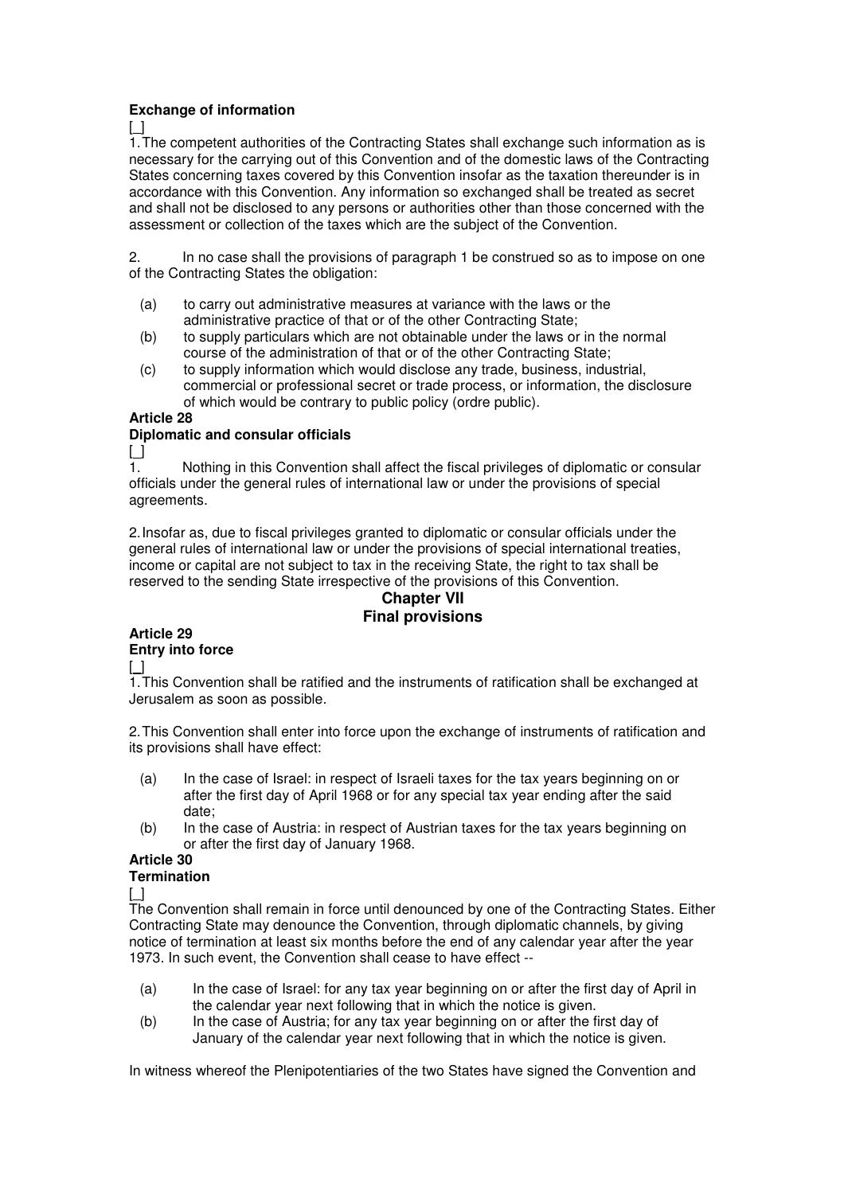**Exchange of information**

[_]

1. The competent authorities of the Contracting States shall exchange such information as is necessary for the carrying out of this Convention and of the domestic laws of the Contracting States concerning taxes covered by this Convention insofar as the taxation thereunder is in accordance with this Convention. Any information so exchanged shall be treated as secret and shall not be disclosed to any persons or authorities other than those concerned with the assessment or collection of the taxes which are the subject of the Convention.

2. In no case shall the provisions of paragraph 1 be construed so as to impose on one of the Contracting States the obligation:

(a) to carry out administrative measures at variance with the laws or the administrative practice of that or of the other Contracting State;

(b) to supply particulars which are not obtainable under the laws or in the normal course of the administration of that or of the other Contracting State;

(c) to supply information which would disclose any trade, business, industrial, commercial or professional secret or trade process, or information, the disclosure of which would be contrary to public policy (ordre public).

**Article 28**

**Diplomatic and consular officials**

[_]

1. Nothing in this Convention shall affect the fiscal privileges of diplomatic or consular officials under the general rules of international law or under the provisions of special agreements.

2. Insofar as, due to fiscal privileges granted to diplomatic or consular officials under the general rules of international law or under the provisions of special international treaties, income or capital are not subject to tax in the receiving State, the right to tax shall be reserved to the sending State irrespective of the provisions of this Convention.

## Chapter VII
## Final provisions

**Article 29**

**Entry into force**

[_]

1. This Convention shall be ratified and the instruments of ratification shall be exchanged at Jerusalem as soon as possible.

2. This Convention shall enter into force upon the exchange of instruments of ratification and its provisions shall have effect:

(a) In the case of Israel: in respect of Israeli taxes for the tax years beginning on or after the first day of April 1968 or for any special tax year ending after the said date;

(b) In the case of Austria: in respect of Austrian taxes for the tax years beginning on or after the first day of January 1968.

**Article 30**

**Termination**

[_]

The Convention shall remain in force until denounced by one of the Contracting States. Either Contracting State may denounce the Convention, through diplomatic channels, by giving notice of termination at least six months before the end of any calendar year after the year 1973. In such event, the Convention shall cease to have effect --

(a) In the case of Israel: for any tax year beginning on or after the first day of April in the calendar year next following that in which the notice is given.

(b) In the case of Austria; for any tax year beginning on or after the first day of January of the calendar year next following that in which the notice is given.

In witness whereof the Plenipotentiaries of the two States have signed the Convention and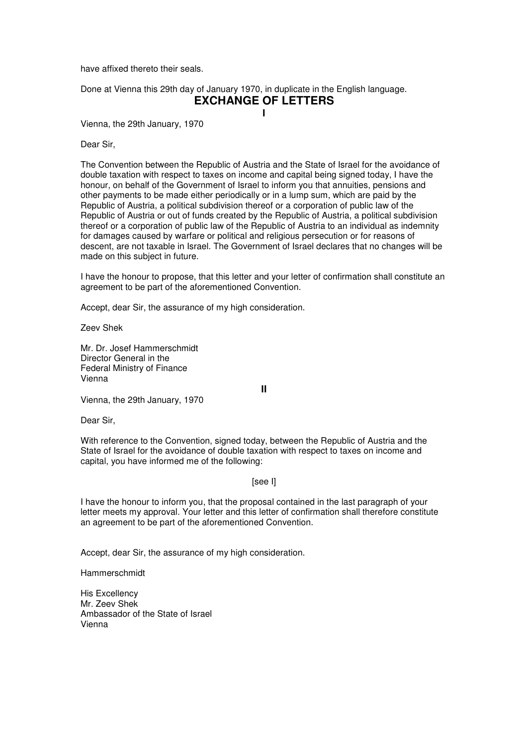have affixed thereto their seals.

Done at Vienna this 29th day of January 1970, in duplicate in the English language.

## EXCHANGE OF LETTERS

**I**

Vienna, the 29th January, 1970

Dear Sir,

The Convention between the Republic of Austria and the State of Israel for the avoidance of double taxation with respect to taxes on income and capital being signed today, I have the honour, on behalf of the Government of Israel to inform you that annuities, pensions and other payments to be made either periodically or in a lump sum, which are paid by the Republic of Austria, a political subdivision thereof or a corporation of public law of the Republic of Austria or out of funds created by the Republic of Austria, a political subdivision thereof or a corporation of public law of the Republic of Austria to an individual as indemnity for damages caused by warfare or political and religious persecution or for reasons of descent, are not taxable in Israel. The Government of Israel declares that no changes will be made on this subject in future.

I have the honour to propose, that this letter and your letter of confirmation shall constitute an agreement to be part of the aforementioned Convention.

Accept, dear Sir, the assurance of my high consideration.

Zeev Shek

Mr. Dr. Josef Hammerschmidt
Director General in the
Federal Ministry of Finance
Vienna

**II**

Vienna, the 29th January, 1970

Dear Sir,

With reference to the Convention, signed today, between the Republic of Austria and the State of Israel for the avoidance of double taxation with respect to taxes on income and capital, you have informed me of the following:

[see I]

I have the honour to inform you, that the proposal contained in the last paragraph of your letter meets my approval. Your letter and this letter of confirmation shall therefore constitute an agreement to be part of the aforementioned Convention.

Accept, dear Sir, the assurance of my high consideration.

Hammerschmidt

His Excellency
Mr. Zeev Shek
Ambassador of the State of Israel
Vienna